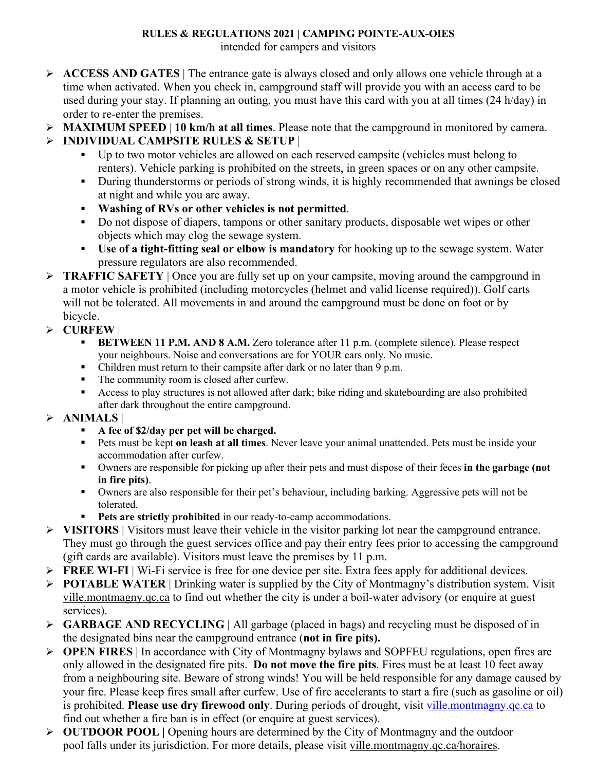# RULES & REGULATIONS 2021 | CAMPING POINTE-AUX-OIES

intended for campers and visitors

- **ACCESS AND GATES** | The entrance gate is always closed and only allows one vehicle through at a time when activated. When you check in, campground staff will provide you with an access card to be used during your stay. If planning an outing, you must have this card with you at all times (24 h/day) in order to re-enter the premises.
- **MAXIMUM SPEED** | **10 km/h at all times**. Please note that the campground in monitored by camera.
- **INDIVIDUAL CAMPSITE RULES & SETUP** |
  - Up to two motor vehicles are allowed on each reserved campsite (vehicles must belong to renters). Vehicle parking is prohibited on the streets, in green spaces or on any other campsite.
  - During thunderstorms or periods of strong winds, it is highly recommended that awnings be closed at night and while you are away.
  - **Washing of RVs or other vehicles is not permitted**.
  - Do not dispose of diapers, tampons or other sanitary products, disposable wet wipes or other objects which may clog the sewage system.
  - **Use of a tight-fitting seal or elbow is mandatory** for hooking up to the sewage system. Water pressure regulators are also recommended.
- **TRAFFIC SAFETY** | Once you are fully set up on your campsite, moving around the campground in a motor vehicle is prohibited (including motorcycles (helmet and valid license required)). Golf carts will not be tolerated. All movements in and around the campground must be done on foot or by bicycle.
- **CURFEW** |
  - **BETWEEN 11 P.M. AND 8 A.M.** Zero tolerance after 11 p.m. (complete silence). Please respect your neighbours. Noise and conversations are for YOUR ears only. No music.
  - Children must return to their campsite after dark or no later than 9 p.m.
  - The community room is closed after curfew.
  - Access to play structures is not allowed after dark; bike riding and skateboarding are also prohibited after dark throughout the entire campground.
- **ANIMALS** |
  - **A fee of $2/day per pet will be charged.**
  - Pets must be kept **on leash at all times**. Never leave your animal unattended. Pets must be inside your accommodation after curfew.
  - Owners are responsible for picking up after their pets and must dispose of their feces **in the garbage (not in fire pits)**.
  - Owners are also responsible for their pet's behaviour, including barking. Aggressive pets will not be tolerated.
  - **Pets are strictly prohibited** in our ready-to-camp accommodations.
- **VISITORS** | Visitors must leave their vehicle in the visitor parking lot near the campground entrance. They must go through the guest services office and pay their entry fees prior to accessing the campground (gift cards are available). Visitors must leave the premises by 11 p.m.
- **FREE WI-FI** | Wi-Fi service is free for one device per site. Extra fees apply for additional devices.
- **POTABLE WATER** | Drinking water is supplied by the City of Montmagny's distribution system. Visit ville.montmagny.qc.ca to find out whether the city is under a boil-water advisory (or enquire at guest services).
- **GARBAGE AND RECYCLING |** All garbage (placed in bags) and recycling must be disposed of in the designated bins near the campground entrance (**not in fire pits).**
- **OPEN FIRES** | In accordance with City of Montmagny bylaws and SOPFEU regulations, open fires are only allowed in the designated fire pits. **Do not move the fire pits**. Fires must be at least 10 feet away from a neighbouring site. Beware of strong winds! You will be held responsible for any damage caused by your fire. Please keep fires small after curfew. Use of fire accelerants to start a fire (such as gasoline or oil) is prohibited. **Please use dry firewood only**. During periods of drought, visit ville.montmagny.qc.ca to find out whether a fire ban is in effect (or enquire at guest services).
- **OUTDOOR POOL |** Opening hours are determined by the City of Montmagny and the outdoor pool falls under its jurisdiction. For more details, please visit ville.montmagny.qc.ca/horaires.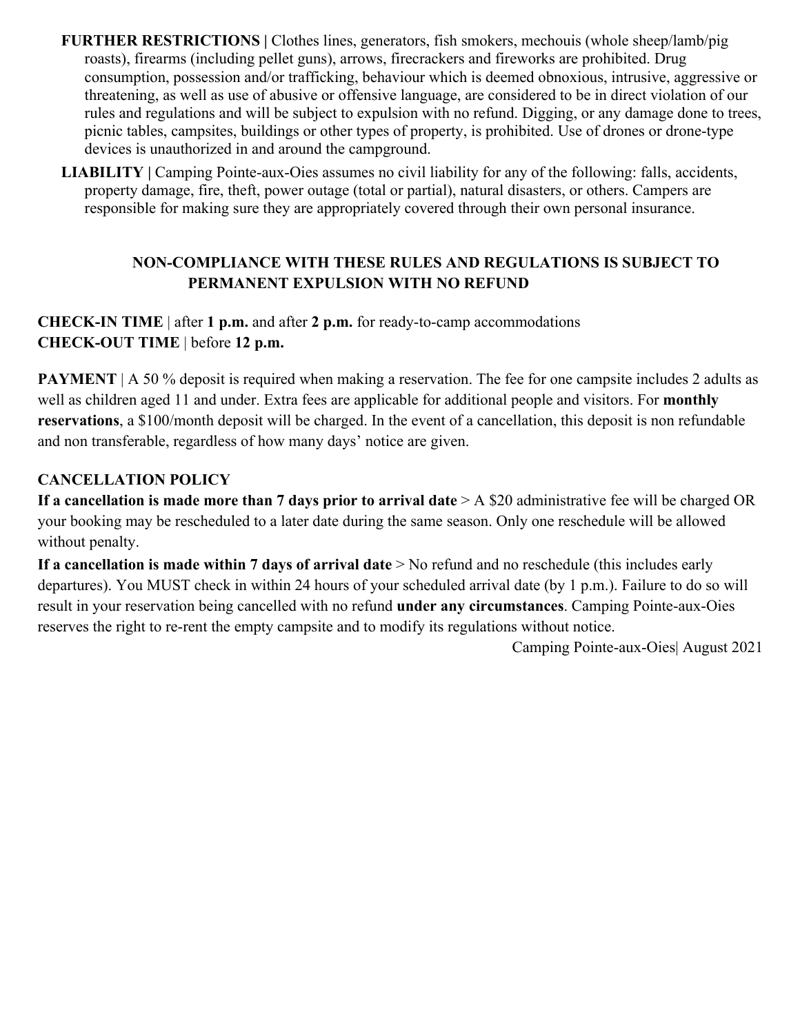**FURTHER RESTRICTIONS |** Clothes lines, generators, fish smokers, mechouis (whole sheep/lamb/pig roasts), firearms (including pellet guns), arrows, firecrackers and fireworks are prohibited. Drug consumption, possession and/or trafficking, behaviour which is deemed obnoxious, intrusive, aggressive or threatening, as well as use of abusive or offensive language, are considered to be in direct violation of our rules and regulations and will be subject to expulsion with no refund. Digging, or any damage done to trees, picnic tables, campsites, buildings or other types of property, is prohibited. Use of drones or drone-type devices is unauthorized in and around the campground.

**LIABILITY |** Camping Pointe-aux-Oies assumes no civil liability for any of the following: falls, accidents, property damage, fire, theft, power outage (total or partial), natural disasters, or others. Campers are responsible for making sure they are appropriately covered through their own personal insurance.

**NON-COMPLIANCE WITH THESE RULES AND REGULATIONS IS SUBJECT TO PERMANENT EXPULSION WITH NO REFUND**

**CHECK-IN TIME** | after **1 p.m.** and after **2 p.m.** for ready-to-camp accommodations
**CHECK-OUT TIME** | before **12 p.m.**

**PAYMENT** | A 50 % deposit is required when making a reservation. The fee for one campsite includes 2 adults as well as children aged 11 and under. Extra fees are applicable for additional people and visitors. For **monthly reservations**, a $100/month deposit will be charged. In the event of a cancellation, this deposit is non refundable and non transferable, regardless of how many days' notice are given.

**CANCELLATION POLICY**

**If a cancellation is made more than 7 days prior to arrival date** > A $20 administrative fee will be charged OR your booking may be rescheduled to a later date during the same season. Only one reschedule will be allowed without penalty.

**If a cancellation is made within 7 days of arrival date** > No refund and no reschedule (this includes early departures). You MUST check in within 24 hours of your scheduled arrival date (by 1 p.m.). Failure to do so will result in your reservation being cancelled with no refund **under any circumstances**. Camping Pointe-aux-Oies reserves the right to re-rent the empty campsite and to modify its regulations without notice.

Camping Pointe-aux-Oies| August 2021